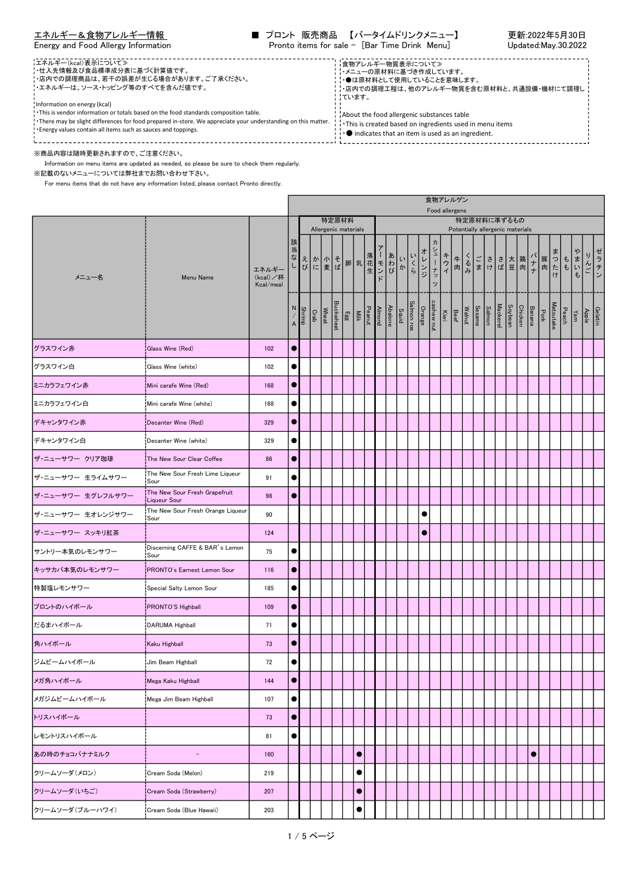# エネルギー＆食物アレルギー情報
Energy and Food Allergy Information

■ プロント 販売商品 【バータイムドリンクメニュー】
Pronto items for sale – [Bar Time Drink Menu]

更新:2022年5月30日
Updated:May.30.2022

≪エネルギー(kcal)表示について≫
- ・仕入先情報及び食品標準成分表に基づく計算値です。
- ・店内での調理商品は、若干の誤差が生じる場合があります。ご了承ください。
- ・エネルギーは、ソース・トッピング等のすべてを含んだ値です。

Information on energy (kcal)
- ・This is vendor information or totals based on the food standards composition table.
- ・There may be slight differences for food prepared in-store. We appreciate your understanding on this matter.
- ・Energy values contain all items such as sauces and toppings.

≪食物アレルギー物質表示について≫
- ・メニューの原材料に基づき作成しています。
- ・●は原材料として使用していることを意味します。
- ・店内での調理工程は、他のアレルギー物質を含む原材料と、共通設備・機材にて調理しています。

About the food allergenic substances table
- ・This is created based on ingredients used in menu items
- ・● indicates that an item is used as an ingredient.

※商品内容は随時更新されますので、ご注意ください。
Information on menu items are updated as needed, so please be sure to check them regularly.

※記載のないメニューについては弊社までお問い合わせ下さい。
For menu items that do not have any information listed, please contact Pronto directly.

| メニュー名 | Menu Name | エネルギー(kcal)／杯 Kcal/meal | 食物アレルゲン Food allergens | | | | | | | | | | | | | | | | | | | | | | | | | | | | |
|---|---|---|---|---|---|---|---|---|---|---|---|---|---|---|---|---|---|---|---|---|---|---|---|---|---|---|---|---|---|---|---|
| | | | | 特定原材料 Allergenic materials | | | | | | | 特定原材料に準ずるもの Potentially allergenic materials | | | | | | | | | | | | | | | | | | | | |
| | | | 該当なし N/A | えび Shrimp | かに Crab | 小麦 Wheat | そば Buckwheat | 卵 Egg | 乳 Milk | 落花生 Peanut | アーモンド Almond | あわび Abalone | いか Squid | いくら Salmon roe | オレンジ Orange | カシューナッツ cashew nut | キウイ Kiwi | 牛肉 Beef | くるみ Walnut | ごま Sesame | さけ Salmon | さば Mackerel | 大豆 Soybean | 鶏肉 Chicken | バナナ Banana | 豚肉 Pork | まつたけ Matsutake | もも Peach | やまいも Yam | りんご Apple | ゼラチン Gelatin |
| グラスワイン赤 | Glass Wine (Red) | 102 | ● | | | | | | | | | | | | | | | | | | | | | | | | | | | | |
| グラスワイン白 | Glass Wine (white) | 102 | ● | | | | | | | | | | | | | | | | | | | | | | | | | | | | |
| ミニカラフェワイン赤 | Mini carafe Wine (Red) | 168 | ● | | | | | | | | | | | | | | | | | | | | | | | | | | | | |
| ミニカラフェワイン白 | Mini carafe Wine (white) | 168 | ● | | | | | | | | | | | | | | | | | | | | | | | | | | | | |
| デキャンタワイン赤 | Decanter Wine (Red) | 329 | ● | | | | | | | | | | | | | | | | | | | | | | | | | | | | |
| デキャンタワイン白 | Decanter Wine (white) | 329 | ● | | | | | | | | | | | | | | | | | | | | | | | | | | | | |
| ザ・ニューサワー クリア珈琲 | The New Sour Clear Coffee | 86 | ● | | | | | | | | | | | | | | | | | | | | | | | | | | | | |
| ザ・ニューサワー 生ライムサワー | The New Sour Fresh Lime Liqueur Sour | 91 | ● | | | | | | | | | | | | | | | | | | | | | | | | | | | | |
| ザ・ニューサワー 生グレフルサワー | The New Sour Fresh Grapefruit Liqueur Sour | 98 | ● | | | | | | | | | | | | | | | | | | | | | | | | | | | | |
| ザ・ニューサワー 生オレンジサワー | The New Sour Fresh Orange Liqueur Sour | 90 | | | | | | | | | | | | | ● | | | | | | | | | | | | | | | | |
| ザ・ニューサワー スッキリ紅茶 | | 124 | | | | | | | | | | | | | ● | | | | | | | | | | | | | | | | |
| サントリー本気のレモンサワー | Discerning CAFFE & BAR's Lemon Sour | 75 | ● | | | | | | | | | | | | | | | | | | | | | | | | | | | | |
| キッサカバ本気のレモンサワー | PRONTO's Earnest Lemon Sour | 116 | ● | | | | | | | | | | | | | | | | | | | | | | | | | | | | |
| 特製塩レモンサワー | Special Salty Lemon Sour | 185 | ● | | | | | | | | | | | | | | | | | | | | | | | | | | | | |
| プロントのハイボール | PRONTO'S Highball | 109 | ● | | | | | | | | | | | | | | | | | | | | | | | | | | | | |
| だるまハイボール | DARUMA Highball | 71 | ● | | | | | | | | | | | | | | | | | | | | | | | | | | | | |
| 角ハイボール | Kaku Highball | 73 | ● | | | | | | | | | | | | | | | | | | | | | | | | | | | | |
| ジムビームハイボール | Jim Beam Highball | 72 | ● | | | | | | | | | | | | | | | | | | | | | | | | | | | | |
| メガ角ハイボール | Mega Kaku Highball | 144 | ● | | | | | | | | | | | | | | | | | | | | | | | | | | | | |
| メガジムビームハイボール | Mega Jim Beam Highball | 107 | ● | | | | | | | | | | | | | | | | | | | | | | | | | | | | |
| トリスハイボール | | 73 | ● | | | | | | | | | | | | | | | | | | | | | | | | | | | | |
| レモントリスハイボール | | 81 | ● | | | | | | | | | | | | | | | | | | | | | | | | | | | | |
| あの時のチョコバナナミルク | – | 160 | | | | | | | ● | | | | | | | | | | | | | | | | ● | | | | | | |
| クリームソーダ(メロン) | Cream Soda (Melon) | 219 | | | | | | | ● | | | | | | | | | | | | | | | | | | | | | | |
| クリームソーダ(いちご) | Cream Soda (Strawberry) | 207 | | | | | | | ● | | | | | | | | | | | | | | | | | | | | | | |
| クリームソーダ(ブルーハワイ) | Cream Soda (Blue Hawaii) | 203 | | | | | | | ● | | | | | | | | | | | | | | | | | | | | | | |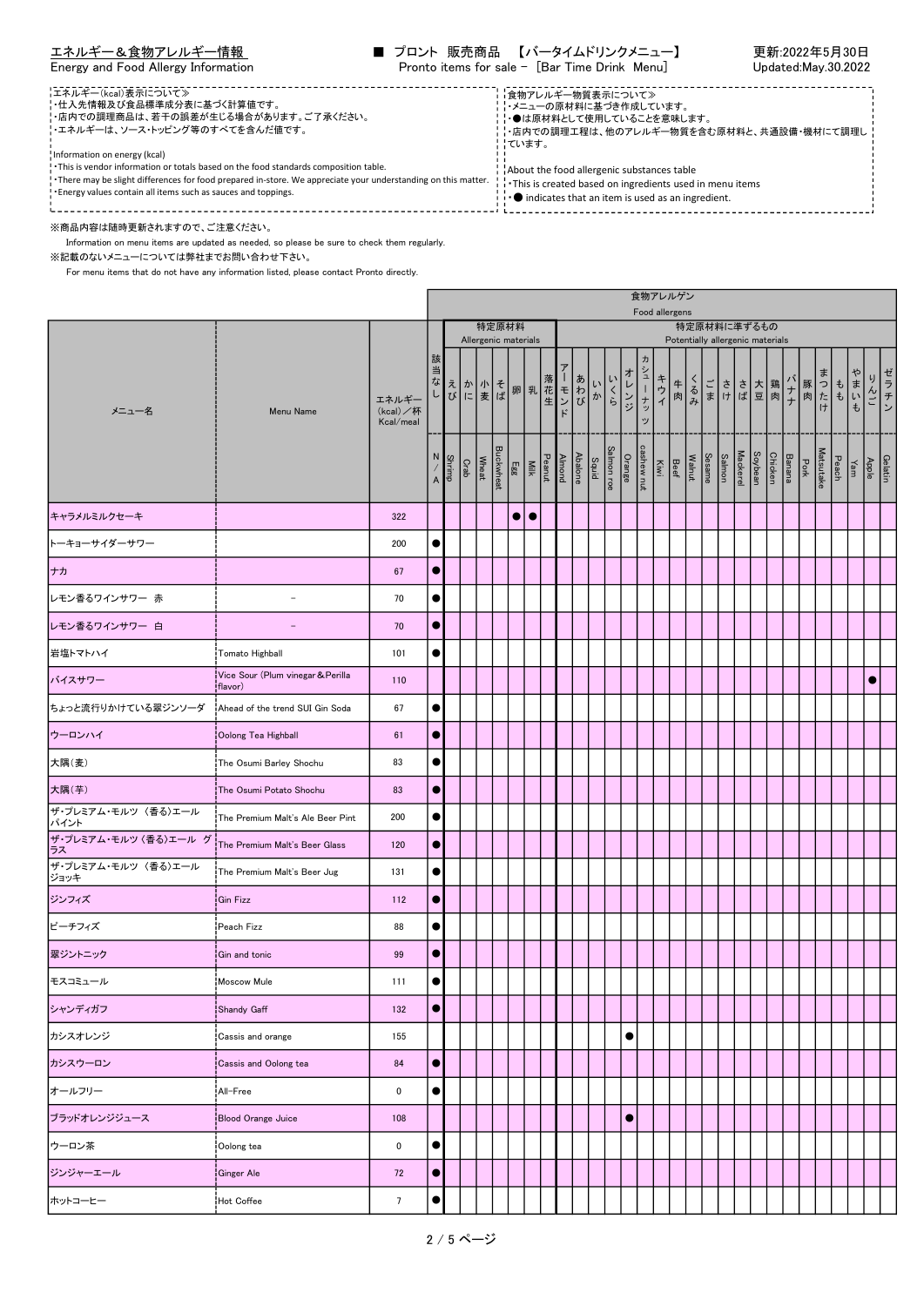エネルギー＆食物アレルギー情報
Energy and Food Allergy Information

■ プロント 販売商品 【バータイムドリンクメニュー】
Pronto items for sale - [Bar Time Drink Menu]

更新:2022年5月30日
Updated:May.30.2022

≪エネルギー(kcal)表示について≫
・仕入先情報及び食品標準成分表に基づく計算値です。
・店内での調理商品は、若干の誤差が生じる場合があります。ご了承ください。
・エネルギーは、ソース・トッピング等のすべてを含んだ値です。

Information on energy (kcal)
・This is vendor information or totals based on the food standards composition table.
・There may be slight differences for food prepared in-store. We appreciate your understanding on this matter.
・Energy values contain all items such as sauces and toppings.

≪食物アレルギー物質表示について≫
・メニューの原材料に基づき作成しています。
・●は原材料として使用していることを意味します。
・店内での調理工程は、他のアレルギー物質を含む原材料と、共通設備・機材にて調理しています。

About the food allergenic substances table
・This is created based on ingredients used in menu items
・● indicates that an item is used as an ingredient.

※商品内容は随時更新されますので、ご注意ください。
Information on menu items are updated as needed, so please be sure to check them regularly.
※記載のないメニューについては弊社までお問い合わせ下さい。
For menu items that do not have any information listed, please contact Pronto directly.

| メニュー名 | Menu Name | エネルギー (kcal)／杯 Kcal/meal | 食物アレルゲン Food allergens | 特定原材料 Allergenic materials | | | | | | | 特定原材料に準ずるもの Potentially allergenic materials | | | | | | | | | | | | | | | | | | | | |
|---|---|---|---|---|---|---|---|---|---|---|---|---|---|---|---|---|---|---|---|---|---|---|---|---|---|---|---|---|---|---|---|
| | | | 該当なし N/A | えび Shrimp | かに Crab | 小麦 Wheat | そば Buckwheat | 卵 Egg | 乳 Milk | 落花生 Peanut | アーモンド Almond | あわび Abalone | いか Squid | いくら Salmon roe | オレンジ Orange | カシューナッツ cashew nut | キウイ Kiwi | 牛肉 Beef | くるみ Walnut | ごま Sesame | さけ Salmon | さば Mackerel | 大豆 Soybean | 鶏肉 Chicken | バナナ Banana | 豚肉 Pork | まつたけ Matsutake | もも Peach | やまいも Yam | りんご Apple | ゼラチン Gelatin |
| キャラメルミルクセーキ | | 322 | | | | | | ● | ● | | | | | | | | | | | | | | | | | | | | | | |
| トーキョーサイダーサワー | | 200 | ● | | | | | | | | | | | | | | | | | | | | | | | | | | | | |
| ナカ | | 67 | ● | | | | | | | | | | | | | | | | | | | | | | | | | | | | |
| レモン香るワインサワー　赤 | － | 70 | ● | | | | | | | | | | | | | | | | | | | | | | | | | | | | |
| レモン香るワインサワー　白 | － | 70 | ● | | | | | | | | | | | | | | | | | | | | | | | | | | | | |
| 岩塩トマトハイ | Tomato Highball | 101 | ● | | | | | | | | | | | | | | | | | | | | | | | | | | | | |
| バイスサワー | Vice Sour (Plum vinegar＆Perilla flavor) | 110 | | | | | | | | | | | | | | | | | | | | | | | | | | | | ● | |
| ちょっと流行りかけている翠ジンソーダ | Ahead of the trend SUI Gin Soda | 67 | ● | | | | | | | | | | | | | | | | | | | | | | | | | | | | |
| ウーロンハイ | Oolong Tea Highball | 61 | ● | | | | | | | | | | | | | | | | | | | | | | | | | | | | |
| 大隅(麦) | The Osumi Barley Shochu | 83 | ● | | | | | | | | | | | | | | | | | | | | | | | | | | | | |
| 大隅(芋) | The Osumi Potato Shochu | 83 | ● | | | | | | | | | | | | | | | | | | | | | | | | | | | | |
| ザ・プレミアム・モルツ〈香る〉エール パイント | The Premium Malt's Ale Beer Pint | 200 | ● | | | | | | | | | | | | | | | | | | | | | | | | | | | | |
| ザ・プレミアム・モルツ〈香る〉エール グラス | The Premium Malt's Beer Glass | 120 | ● | | | | | | | | | | | | | | | | | | | | | | | | | | | | |
| ザ・プレミアム・モルツ〈香る〉エール ジョッキ | The Premium Malt's Beer Jug | 131 | ● | | | | | | | | | | | | | | | | | | | | | | | | | | | | |
| ジンフィズ | Gin Fizz | 112 | ● | | | | | | | | | | | | | | | | | | | | | | | | | | | | |
| ピーチフィズ | Peach Fizz | 88 | ● | | | | | | | | | | | | | | | | | | | | | | | | | | | | |
| 翠ジントニック | Gin and tonic | 99 | ● | | | | | | | | | | | | | | | | | | | | | | | | | | | | |
| モスコミュール | Moscow Mule | 111 | ● | | | | | | | | | | | | | | | | | | | | | | | | | | | | |
| シャンディガフ | Shandy Gaff | 132 | ● | | | | | | | | | | | | | | | | | | | | | | | | | | | | |
| カシスオレンジ | Cassis and orange | 155 | | | | | | | | | | | | | ● | | | | | | | | | | | | | | | | |
| カシスウーロン | Cassis and Oolong tea | 84 | ● | | | | | | | | | | | | | | | | | | | | | | | | | | | | |
| オールフリー | All-Free | 0 | ● | | | | | | | | | | | | | | | | | | | | | | | | | | | | |
| ブラッドオレンジジュース | Blood Orange Juice | 108 | | | | | | | | | | | | | ● | | | | | | | | | | | | | | | | |
| ウーロン茶 | Oolong tea | 0 | ● | | | | | | | | | | | | | | | | | | | | | | | | | | | | |
| ジンジャーエール | Ginger Ale | 72 | ● | | | | | | | | | | | | | | | | | | | | | | | | | | | | |
| ホットコーヒー | Hot Coffee | 7 | ● | | | | | | | | | | | | | | | | | | | | | | | | | | | | |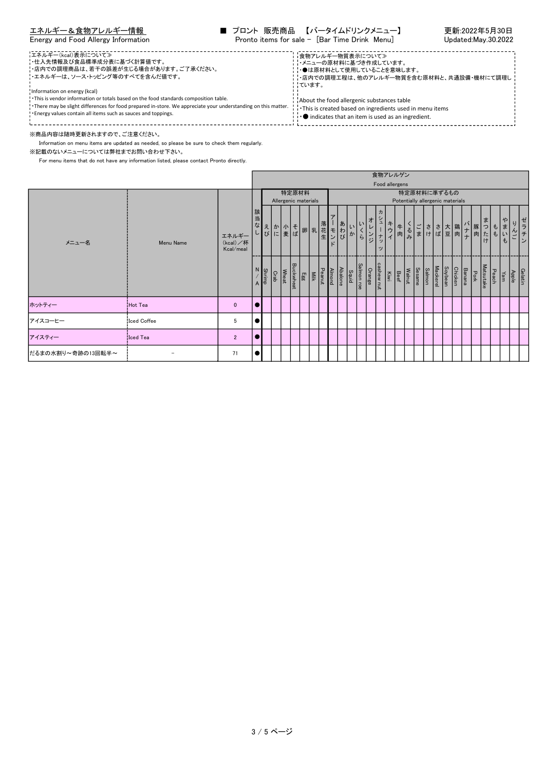# エネルギー＆食物アレルギー情報
Energy and Food Allergy Information

## ■ プロント 販売商品 【バータイムドリンクメニュー】
Pronto items for sale - [Bar Time Drink Menu]

更新:2022年5月30日
Updated:May.30.2022

≪エネルギー(kcal)表示について≫
・仕入先情報及び食品標準成分表に基づく計算値です。
・店内での調理商品は、若干の誤差が生じる場合があります。ご了承ください。
・エネルギーは、ソース・トッピング等のすべてを含んだ値です。

Information on energy (kcal)
・This is vendor information or totals based on the food standards composition table.
・There may be slight differences for food prepared in-store. We appreciate your understanding on this matter.
・Energy values contain all items such as sauces and toppings.

≪食物アレルギー物質表示について≫
・メニューの原材料に基づき作成しています。
・●は原材料として使用していることを意味します。
・店内での調理工程は、他のアレルギー物質を含む原材料と、共通設備・機材にて調理しています。

About the food allergenic substances table
・This is created based on ingredients used in menu items
・● indicates that an item is used as an ingredient.

※商品内容は随時更新されますので、ご注意ください。
Information on menu items are updated as needed, so please be sure to check them regularly.
※記載のないメニューについては弊社までお問い合わせ下さい。
For menu items that do not have any information listed, please contact Pronto directly.

| メニュー名 | Menu Name | エネルギー (kcal)／杯 Kcal/meal | 該当なし N/A | 特定原材料 Allergenic materials えび Shrimp | かに Crab | 小麦 Wheat | そば Buckwheat | 卵 Egg | 乳 Milk | 落花生 Peanut | 特定原材料に準ずるもの Potentially allergenic materials アーモンド Almond | あわび Abalone | いか Squid | いくら Salmon roe | オレンジ Orange | カシューナッツ cashew nut | キウイ Kiwi | 牛肉 Beef | くるみ Walnut | ごま Sesame | さけ Salmon | さば Mackerel | 大豆 Soybean | 鶏肉 Chicken | バナナ Banana | 豚肉 Pork | まつたけ Matsutake | もも Peach | やまいも Yam | りんご Apple | ゼラチン Gelatin |
|---|---|---|---|---|---|---|---|---|---|---|---|---|---|---|---|---|---|---|---|---|---|---|---|---|---|---|---|---|---|---|---|
| ホットティー | Hot Tea | 0 | ● | | | | | | | | | | | | | | | | | | | | | | | | | | | | |
| アイスコーヒー | Iced Coffee | 5 | ● | | | | | | | | | | | | | | | | | | | | | | | | | | | | |
| アイスティー | Iced Tea | 2 | ● | | | | | | | | | | | | | | | | | | | | | | | | | | | | |
| だるまの水割り～奇跡の13回転半～ | – | 71 | ● | | | | | | | | | | | | | | | | | | | | | | | | | | | | |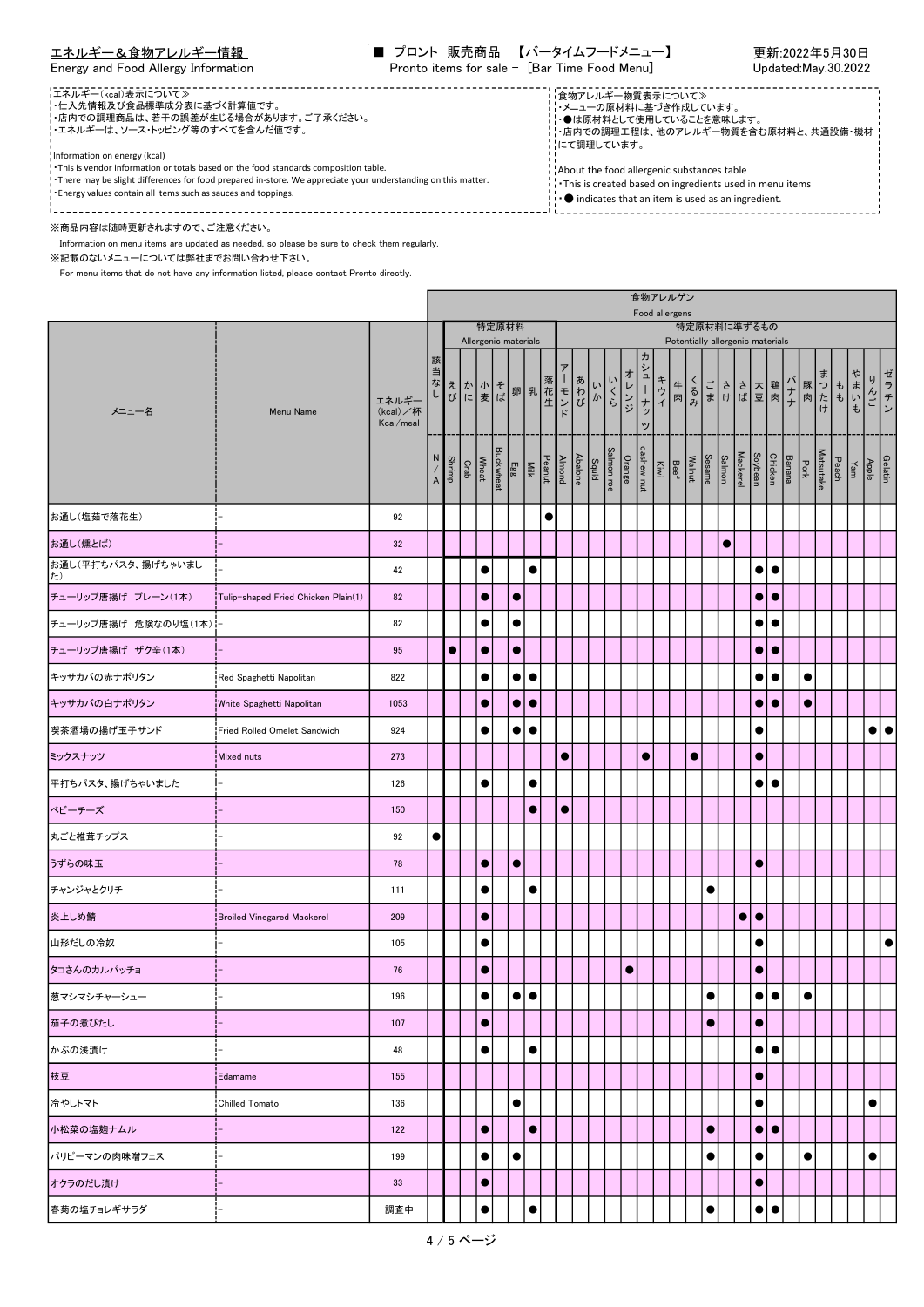エネルギー＆食物アレルギー情報
Energy and Food Allergy Information

■ プロント 販売商品 【バータイムフードメニュー】
Pronto items for sale - [Bar Time Food Menu]

更新:2022年5月30日
Updated:May.30.2022

≪エネルギー(kcal)表示について≫
・仕入先情報及び食品標準成分表に基づく計算値です。
・店内での調理商品は、若干の誤差が生じる場合があります。ご了承ください。
・エネルギーは、ソース・トッピング等のすべてを含んだ値です。

Information on energy (kcal)
・This is vendor information or totals based on the food standards composition table.
・There may be slight differences for food prepared in-store. We appreciate your understanding on this matter.
・Energy values contain all items such as sauces and toppings.

≪食物アレルギー物質表示について≫
・メニューの原材料に基づき作成しています。
・●は原材料として使用していることを意味します。
・店内での調理工程は、他のアレルギー物質を含む原材料と、共通設備・機材にて調理しています。

About the food allergenic substances table
・This is created based on ingredients used in menu items
・● indicates that an item is used as an ingredient.

※商品内容は随時更新されますので、ご注意ください。
Information on menu items are updated as needed, so please be sure to check them regularly.
※記載のないメニューについては弊社までお問い合わせ下さい。
For menu items that do not have any information listed, please contact Pronto directly.

| メニュー名 | Menu Name | エネルギー(kcal)／杯 Kcal/meal | 該当なし N/A | えび Shrimp | かに Crab | 小麦 Wheat | そば Buckwheat | 卵 Egg | 乳 Milk | 落花生 Peanut | アーモンド Almond | あわび Abalone | いか Squid | いくら Salmon roe | オレンジ Orange | カシューナッツ cashew nut | キウイ Kiwi | 牛肉 Beef | くるみ Walnut | ごま Sesame | さけ Salmon | さば Mackerel | 大豆 Soybean | 鶏肉 Chicken | バナナ Banana | 豚肉 Pork | まつたけ Matsutake | もも Peach | やまいも Yam | りんご Apple | ゼラチン Gelatin |
|---|---|---|---|---|---|---|---|---|---|---|---|---|---|---|---|---|---|---|---|---|---|---|---|---|---|---|---|---|---|---|---|
| | | | | 特定原材料 Allergenic materials | | | | | | | 特定原材料に準ずるもの Potentially allergenic materials | | | | | | | | | | | | | | | | | | | | |
| お通し(塩茹で落花生) | − | 92 | | | | | | | | ● | | | | | | | | | | | | | | | | | | | | | |
| お通し(燻とば) | − | 32 | | | | | | | | | | | | | | | | | | | ● | | | | | | | | | | |
| お通し(平打ちパスタ、揚げちゃいました) | − | 42 | | | | ● | | | ● | | | | | | | | | | | | | | ● | ● | | | | | | | |
| チューリップ唐揚げ プレーン(1本) | Tulip-shaped Fried Chicken Plain(1) | 82 | | | | ● | | ● | | | | | | | | | | | | | | | ● | ● | | | | | | | |
| チューリップ唐揚げ 危険なのり塩(1本) | − | 82 | | | | ● | | ● | | | | | | | | | | | | | | | ● | ● | | | | | | | |
| チューリップ唐揚げ ザク辛(1本) | − | 95 | | ● | | ● | | ● | | | | | | | | | | | | | | | ● | ● | | | | | | | |
| キッサカバの赤ナポリタン | Red Spaghetti Napolitan | 822 | | | | ● | | ● | ● | | | | | | | | | | | | | | ● | ● | | ● | | | | | |
| キッサカバの白ナポリタン | White Spaghetti Napolitan | 1053 | | | | ● | | ● | ● | | | | | | | | | | | | | | ● | ● | | ● | | | | | |
| 喫茶酒場の揚げ玉子サンド | Fried Rolled Omelet Sandwich | 924 | | | | ● | | ● | ● | | | | | | | | | | | | | | ● | | | | | | | ● | ● |
| ミックスナッツ | Mixed nuts | 273 | | | | | | | | | ● | | | | | ● | | | ● | | | | ● | | | | | | | | |
| 平打ちパスタ、揚げちゃいました | − | 126 | | | | ● | | | ● | | | | | | | | | | | | | | ● | ● | | | | | | | |
| ベビーチーズ | − | 150 | | | | | | | ● | | ● | | | | | | | | | | | | | | | | | | | | |
| 丸ごと椎茸チップス | − | 92 | ● | | | | | | | | | | | | | | | | | | | | | | | | | | | | |
| うずらの味玉 | − | 78 | | | | ● | | ● | | | | | | | | | | | | | | | ● | | | | | | | | |
| チャンジャとクリチ | − | 111 | | | | ● | | | ● | | | | | | | | | | | ● | | | | | | | | | | | |
| 炎上しめ鯖 | Broiled Vinegared Mackerel | 209 | | | | ● | | | | | | | | | | | | | | | | ● | ● | | | | | | | | |
| 山形だしの冷奴 | − | 105 | | | | ● | | | | | | | | | | | | | | | | | ● | | | | | | | | ● |
| タコさんのカルパッチョ | − | 76 | | | | ● | | | | | | | | | ● | | | | | | | | ● | | | | | | | | |
| 葱マシマシチャーシュー | − | 196 | | | | ● | | ● | ● | | | | | | | | | | | ● | | | ● | ● | | ● | | | | | |
| 茄子の煮びたし | − | 107 | | | | ● | | | | | | | | | | | | | | ● | | | ● | | | | | | | | |
| かぶの浅漬け | − | 48 | | | | ● | | | ● | | | | | | | | | | | | | | ● | ● | | | | | | | |
| 枝豆 | Edamame | 155 | | | | | | | | | | | | | | | | | | | | | ● | | | | | | | | |
| 冷やしトマト | Chilled Tomato | 136 | | | | | | ● | | | | | | | | | | | | | | | ● | | | | | | | ● | |
| 小松菜の塩麹ナムル | − | 122 | | | | ● | | | ● | | | | | | | | | | | ● | | | ● | ● | | | | | | | |
| パリピーマンの肉味噌フェス | − | 199 | | | | ● | | ● | | | | | | | | | | | | ● | | | ● | | | ● | | | | ● | |
| オクラのだし漬け | − | 33 | | | | ● | | | | | | | | | | | | | | | | | ● | | | | | | | | |
| 春菊の塩チョレギサラダ | − | 調査中 | | | | ● | | | ● | | | | | | | | | | | ● | | | ● | ● | | | | | | | |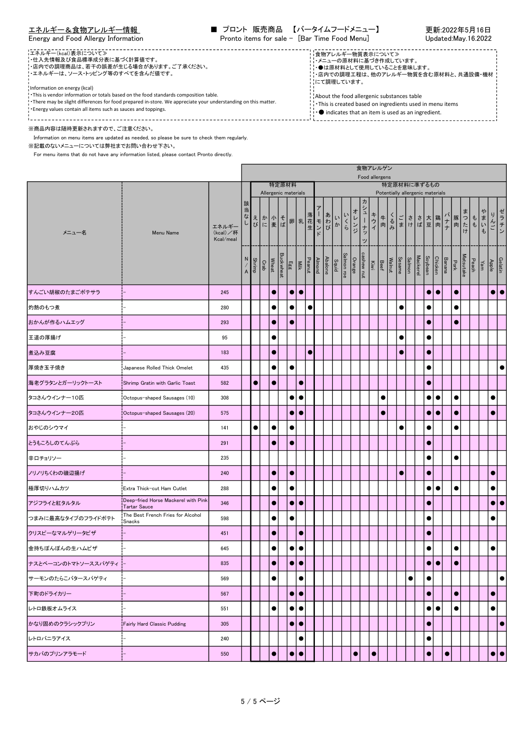# エネルギー＆食物アレルギー情報
Energy and Food Allergy Information

■ プロント 販売商品 【バータイムフードメニュー】
Pronto items for sale - [Bar Time Food Menu]

更新:2022年5月16日
Updated:May.16.2022

≪エネルギー(kcal)表示について≫
・仕入先情報及び食品標準成分表に基づく計算値です。
・店内での調理商品は、若干の誤差が生じる場合があります。ご了承ください。
・エネルギーは、ソース・トッピング等のすべてを含んだ値です。

Information on energy (kcal)
・This is vendor information or totals based on the food standards composition table.
・There may be slight differences for food prepared in-store. We appreciate your understanding on this matter.
・Energy values contain all items such as sauces and toppings.

≪食物アレルギー物質表示について≫
・メニューの原材料に基づき作成しています。
・●は原材料として使用していることを意味します。
・店内での調理工程は、他のアレルギー物質を含む原材料と、共通設備・機材にて調理しています。

About the food allergenic substances table
・This is created based on ingredients used in menu items
・● indicates that an item is used as an ingredient.

※商品内容は随時更新されますので、ご注意ください。
Information on menu items are updated as needed, so please be sure to check them regularly.
※記載のないメニューについては弊社までお問い合わせ下さい。
For menu items that do not have any information listed, please contact Pronto directly.

| メニュー名 | Menu Name | エネルギー (kcal)／杯 Kcal/meal | 該当なし N/A | 特定原材料 Allergenic materials: えび Shrimp | かに Crab | 小麦 Wheat | そば Buckwheat | 卵 Egg | 乳 Milk | 落花生 Peanut | 特定原材料に準ずるもの Potentially allergenic materials: アーモンド Almond | あわび Abalone | いか Squid | いくら Salmon roe | オレンジ Orange | カシューナッツ cashew nut | キウイ Kiwi | 牛肉 Beef | くるみ Walnut | ごま Sesame | さけ Salmon | さば Mackerel | 大豆 Soybean | 鶏肉 Chicken | バナナ Banana | 豚肉 Pork | まつたけ Matsutake | もも Peach | やまいも Yam | りんご Apple | ゼラチン Gelatin |
|---|---|---|---|---|---|---|---|---|---|---|---|---|---|---|---|---|---|---|---|---|---|---|---|---|---|---|---|---|---|---|---|
| すんごい胡椒のたまごポテサラ | - | 245 | | | | ● | | ● | ● | | | | | | | | | | | | | | ● | ● | | ● | | | | ● | ● |
| 灼熱のもつ煮 | - | 280 | | | | ● | | ● | | ● | | | | | | | | | | ● | | | ● | | | ● | | | | | |
| おかんが作るハムエッグ | - | 293 | | | | ● | | ● | | | | | | | | | | | | | | | ● | | | ● | | | | | |
| 王道の厚揚げ | - | 95 | | | | ● | | | | | | | | | | | | | | ● | | | ● | | | | | | | | |
| 煮込み豆腐 | - | 183 | | | | ● | | | | ● | | | | | | | | | | ● | | | ● | | | | | | | | |
| 厚焼き玉子焼き | Japanese Rolled Thick Omelet | 435 | | | | ● | | ● | | | | | | | | | | | | | | | ● | | | | | | | | ● |
| 海老グラタンとガーリックトースト | Shrimp Gratin with Garlic Toast | 582 | | ● | | ● | | | ● | | | | | | | | | | | | | | ● | | | | | | | | |
| タコさんウインナー10匹 | Octopus-shaped Sausages (10) | 308 | | | | | | ● | ● | | | | | | | | | ● | | | | | ● | ● | | ● | | | | ● | |
| タコさんウインナー20匹 | Octopus-shaped Sausages (20) | 575 | | | | | | ● | ● | | | | | | | | | ● | | | | | ● | ● | | ● | | | | ● | |
| おやじのシウマイ | - | 141 | | ● | | ● | | ● | | | | | | | | | | | | ● | | | ● | | | ● | | | | | |
| とうもころしのてんぷら | - | 291 | | | | ● | | ● | | | | | | | | | | | | | | | ● | | | | | | | | |
| 辛口チョリソー | - | 235 | | | | | | | | | | | | | | | | | | | | | ● | | | ● | | | | | |
| ノリノリちくわの磯辺揚げ | - | 240 | | | | ● | | ● | | | | | | | | | | | | ● | | | ● | | | | | | | ● | |
| 極厚切りハムカツ | Extra Thick-cut Ham Cutlet | 288 | | | | ● | | ● | | | | | | | | | | | | | | | ● | ● | | ● | | | | ● | |
| アジフライと紅タルタル | Deep-fried Horse Mackerel with Pink Tartar Sauce | 346 | | | | ● | | ● | ● | | | | | | | | | | | | | | ● | | | | | | | ● | ● |
| つまみに最高なタイプのフライドポテト | The Best French Fries for Alcohol Snacks | 598 | | | | ● | | ● | | | | | | | | | | | | | | | ● | | | | | | | ● | |
| クリスピーなマルゲリータピザ | - | 451 | | | | ● | | | ● | | | | | | | | | | | | | | ● | | | | | | | | |
| 金持ちぼんぼんの生ハムピザ | - | 645 | | | | ● | | ● | ● | | | | | | | | | | | | | | ● | | | ● | | | | ● | |
| ナスとベーコンのトマトソーススパゲティ | - | 835 | | | | ● | | ● | ● | | | | | | | | | | | | | | ● | ● | | ● | | | | | |
| サーモンのたらこバタースパゲティ | - | 569 | | | | ● | | | ● | | | | | | | | | | | | ● | | ● | | | | | | | | ● |
| 下町のドライカリー | - | 567 | | | | | | ● | ● | | | | | | | | | | | | | | ● | | | ● | | | | ● | |
| レトロ鉄板オムライス | - | 551 | | | | ● | | ● | ● | | | | | | | | | | | | | | ● | ● | | ● | | | | ● | |
| かなり固めのクラシックプリン | Fairly Hard Classic Pudding | 305 | | | | | | ● | ● | | | | | | | | | | | | | | ● | | | | | | | | ● |
| レトロバニラアイス | - | 240 | | | | | | | ● | | | | | | | | | | | | | | ● | | | | | | | | |
| サカバのプリンアラモード | - | 550 | | | | ● | | ● | ● | | | | | | ● | | ● | | | | | | ● | | ● | | | | | ● | ● |